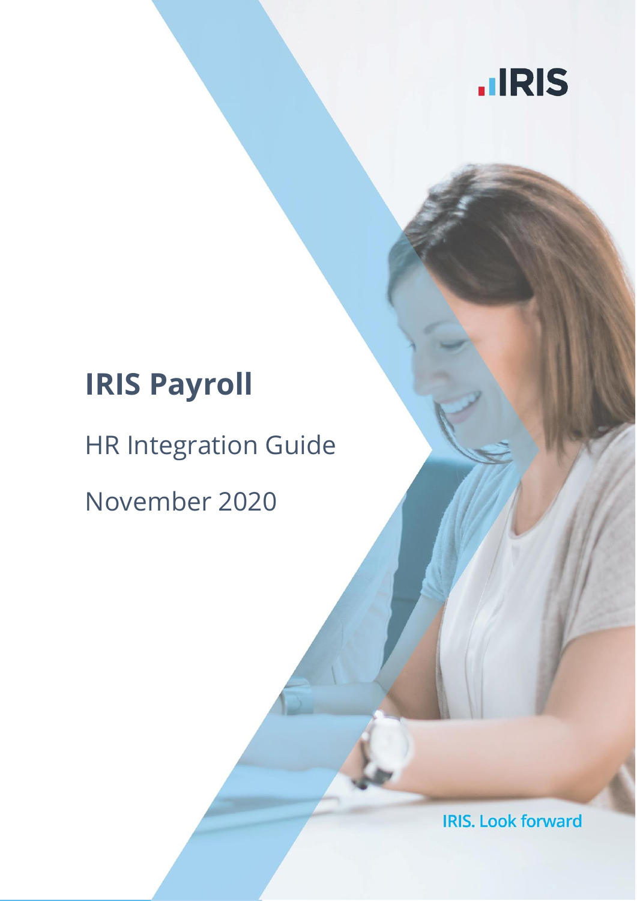IRIS

# IRIS Payroll

HR Integration Guide

November 2020

IRIS. Look forward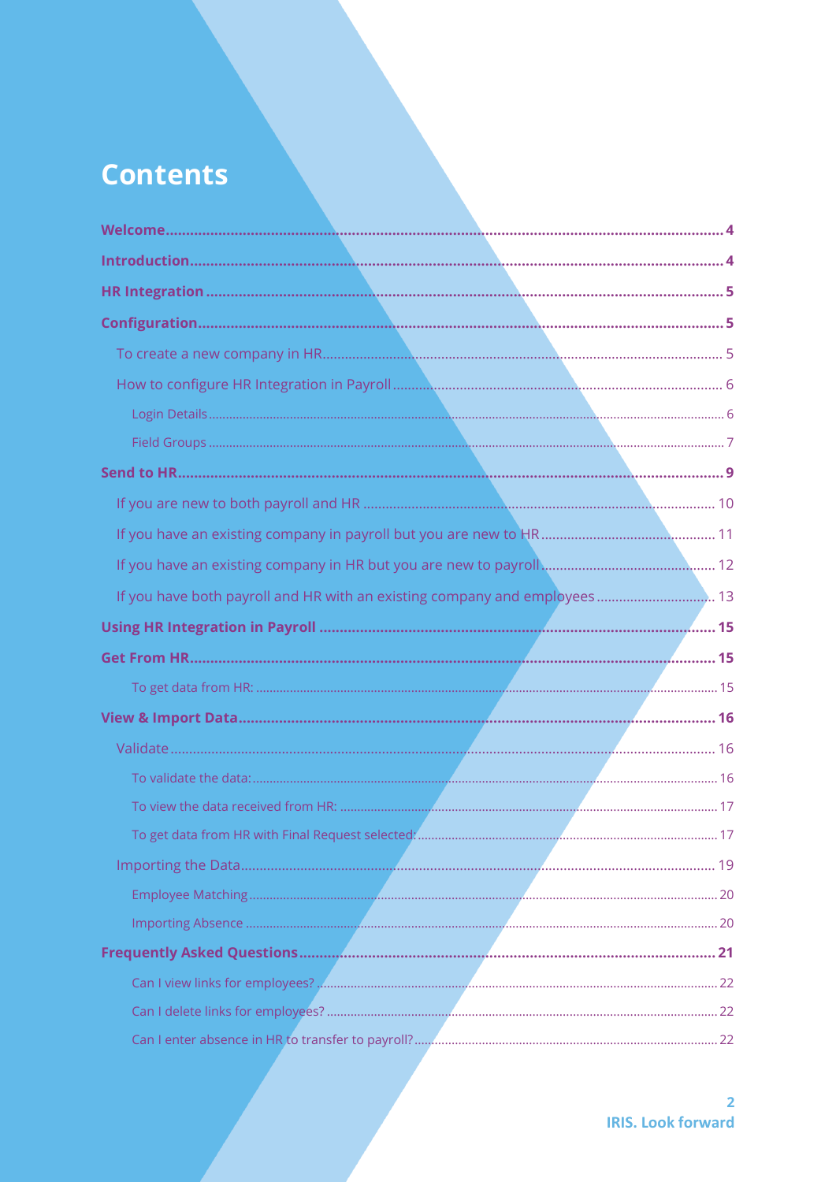# Contents

**Welcome** ..... 4

**Introduction** ..... 4

**HR Integration** ..... 5

**Configuration** ..... 5

- To create a new company in HR ..... 5
- How to configure HR Integration in Payroll ..... 6
  - Login Details ..... 6
  - Field Groups ..... 7

**Send to HR** ..... 9

- If you are new to both payroll and HR ..... 10
- If you have an existing company in payroll but you are new to HR ..... 11
- If you have an existing company in HR but you are new to payroll ..... 12
- If you have both payroll and HR with an existing company and employees ..... 13

**Using HR Integration in Payroll** ..... 15

**Get From HR** ..... 15

- To get data from HR: ..... 15

**View & Import Data** ..... 16

- Validate ..... 16
  - To validate the data: ..... 16
  - To view the data received from HR: ..... 17
  - To get data from HR with Final Request selected: ..... 17
- Importing the Data ..... 19
  - Employee Matching ..... 20
  - Importing Absence ..... 20

**Frequently Asked Questions** ..... 21

- Can I view links for employees? ..... 22
- Can I delete links for employees? ..... 22
- Can I enter absence in HR to transfer to payroll? ..... 22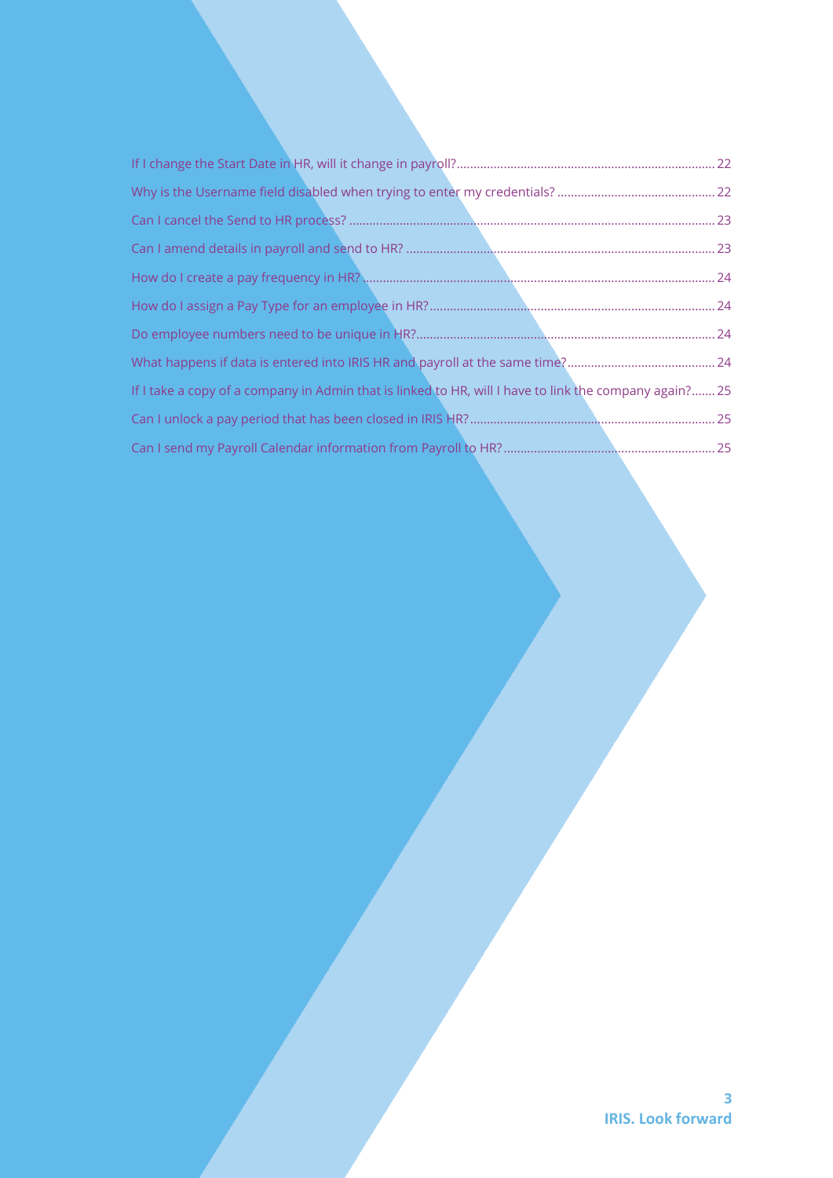If I change the Start Date in HR, will it change in payroll? ........................................................................... 22

Why is the Username field disabled when trying to enter my credentials? .............................................. 22

Can I cancel the Send to HR process? ........................................................................................................... 23

Can I amend details in payroll and send to HR? ........................................................................................... 23

How do I create a pay frequency in HR? ....................................................................................................... 24

How do I assign a Pay Type for an employee in HR? ................................................................................... 24

Do employee numbers need to be unique in HR? ......................................................................................... 24

What happens if data is entered into IRIS HR and payroll at the same time? ........................................... 24

If I take a copy of a company in Admin that is linked to HR, will I have to link the company again? ....... 25

Can I unlock a pay period that has been closed in IRIS HR? ........................................................................ 25

Can I send my Payroll Calendar information from Payroll to HR? .............................................................. 25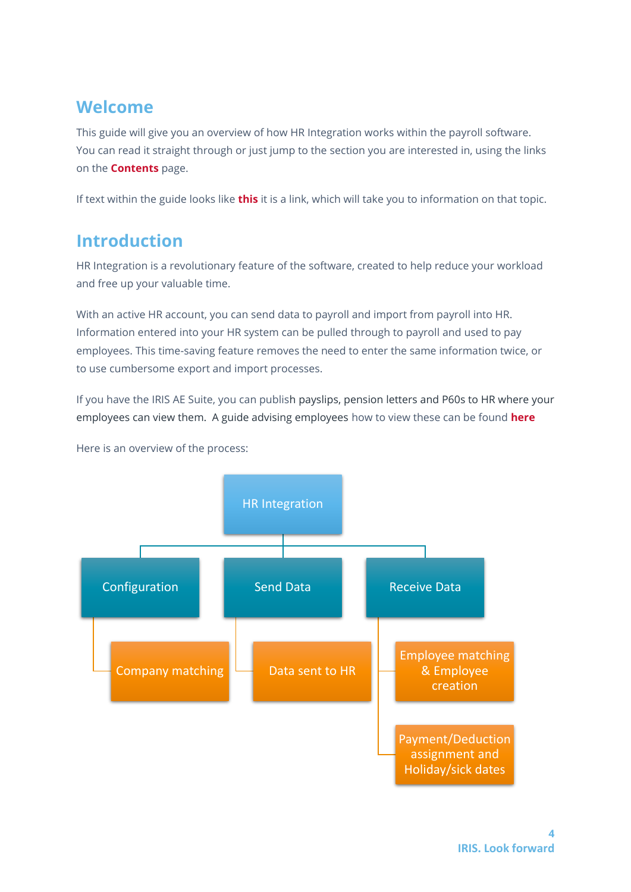## Welcome

This guide will give you an overview of how HR Integration works within the payroll software. You can read it straight through or just jump to the section you are interested in, using the links on the **Contents** page.

If text within the guide looks like **this** it is a link, which will take you to information on that topic.

## Introduction

HR Integration is a revolutionary feature of the software, created to help reduce your workload and free up your valuable time.

With an active HR account, you can send data to payroll and import from payroll into HR. Information entered into your HR system can be pulled through to payroll and used to pay employees. This time-saving feature removes the need to enter the same information twice, or to use cumbersome export and import processes.

If you have the IRIS AE Suite, you can publish payslips, pension letters and P60s to HR where your employees can view them. A guide advising employees how to view these can be found **here**

Here is an overview of the process:

- HR Integration
  - Configuration
    - Company matching
  - Send Data
    - Data sent to HR
  - Receive Data
    - Employee matching & Employee creation
    - Payment/Deduction assignment and Holiday/sick dates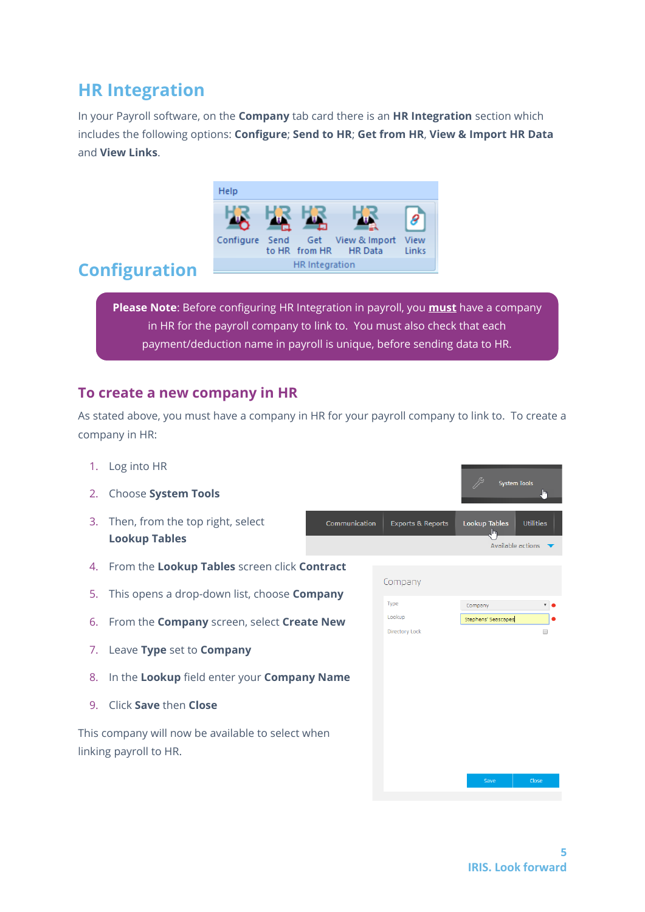## HR Integration

In your Payroll software, on the **Company** tab card there is an **HR Integration** section which includes the following options: **Configure**; **Send to HR**; **Get from HR**, **View & Import HR Data** and **View Links**.

## Configuration

> **Please Note**: Before configuring HR Integration in payroll, you **must** have a company in HR for the payroll company to link to. You must also check that each payment/deduction name in payroll is unique, before sending data to HR.

### To create a new company in HR

As stated above, you must have a company in HR for your payroll company to link to. To create a company in HR:

1. Log into HR
2. Choose **System Tools**
3. Then, from the top right, select **Lookup Tables**
4. From the **Lookup Tables** screen click **Contract**
5. This opens a drop-down list, choose **Company**
6. From the **Company** screen, select **Create New**
7. Leave **Type** set to **Company**
8. In the **Lookup** field enter your **Company Name**
9. Click **Save** then **Close**

This company will now be available to select when linking payroll to HR.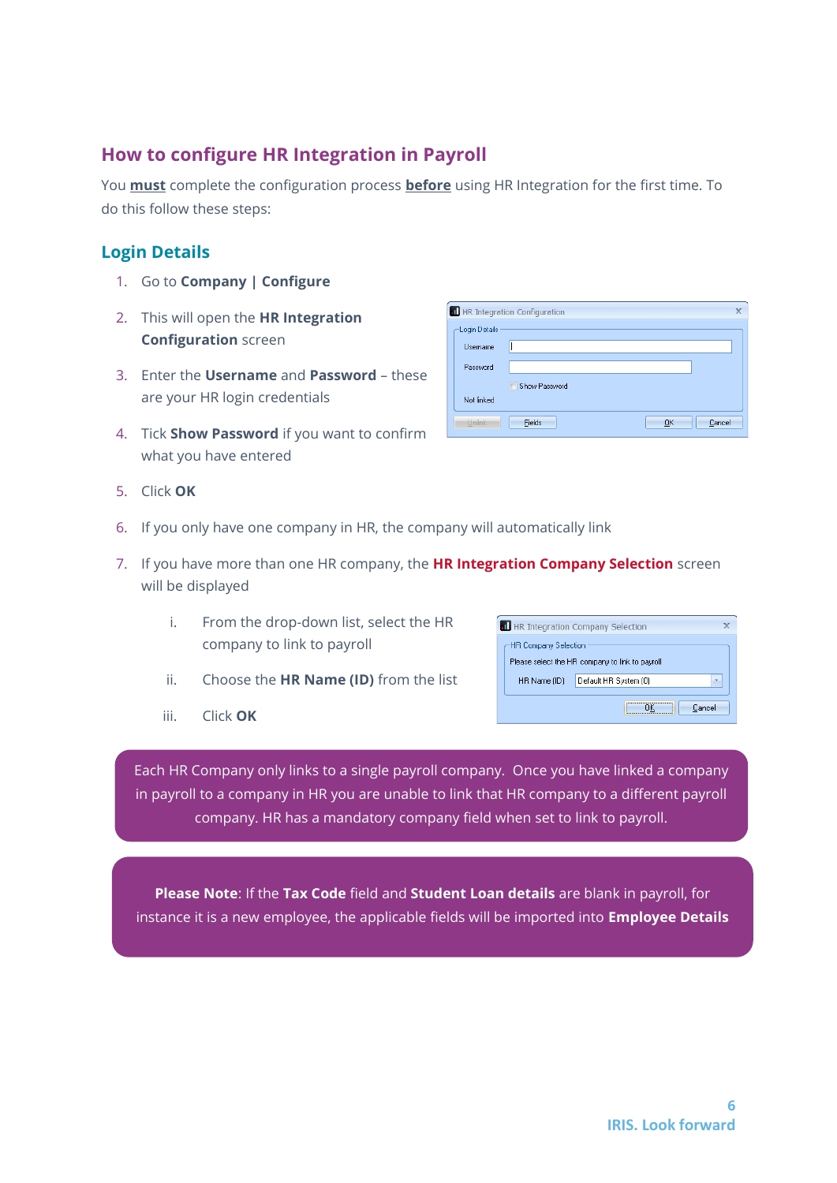## How to configure HR Integration in Payroll

You **must** complete the configuration process **before** using HR Integration for the first time. To do this follow these steps:

### Login Details

1. Go to **Company | Configure**
2. This will open the **HR Integration Configuration** screen
3. Enter the **Username** and **Password** – these are your HR login credentials
4. Tick **Show Password** if you want to confirm what you have entered
5. Click **OK**
6. If you only have one company in HR, the company will automatically link
7. If you have more than one HR company, the **HR Integration Company Selection** screen will be displayed
    i. From the drop-down list, select the HR company to link to payroll
    ii. Choose the **HR Name (ID)** from the list
    iii. Click **OK**

Each HR Company only links to a single payroll company. Once you have linked a company in payroll to a company in HR you are unable to link that HR company to a different payroll company. HR has a mandatory company field when set to link to payroll.

**Please Note**: If the **Tax Code** field and **Student Loan details** are blank in payroll, for instance it is a new employee, the applicable fields will be imported into **Employee Details**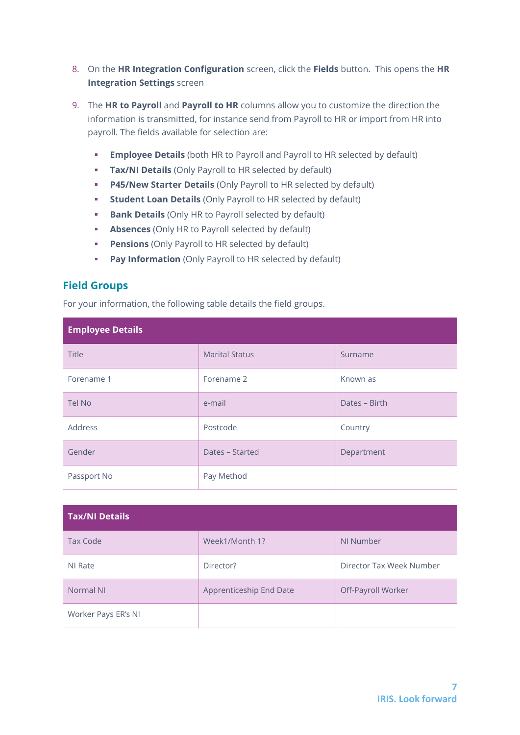8. On the **HR Integration Configuration** screen, click the **Fields** button. This opens the **HR Integration Settings** screen
9. The **HR to Payroll** and **Payroll to HR** columns allow you to customize the direction the information is transmitted, for instance send from Payroll to HR or import from HR into payroll. The fields available for selection are:
   - **Employee Details** (both HR to Payroll and Payroll to HR selected by default)
   - **Tax/NI Details** (Only Payroll to HR selected by default)
   - **P45/New Starter Details** (Only Payroll to HR selected by default)
   - **Student Loan Details** (Only Payroll to HR selected by default)
   - **Bank Details** (Only HR to Payroll selected by default)
   - **Absences** (Only HR to Payroll selected by default)
   - **Pensions** (Only Payroll to HR selected by default)
   - **Pay Information** (Only Payroll to HR selected by default)

## Field Groups

For your information, the following table details the field groups.

| **Employee Details** | | |
|---|---|---|
| Title | Marital Status | Surname |
| Forename 1 | Forename 2 | Known as |
| Tel No | e-mail | Dates – Birth |
| Address | Postcode | Country |
| Gender | Dates – Started | Department |
| Passport No | Pay Method | |

| **Tax/NI Details** | | |
|---|---|---|
| Tax Code | Week1/Month 1? | NI Number |
| NI Rate | Director? | Director Tax Week Number |
| Normal NI | Apprenticeship End Date | Off-Payroll Worker |
| Worker Pays ER's NI | | |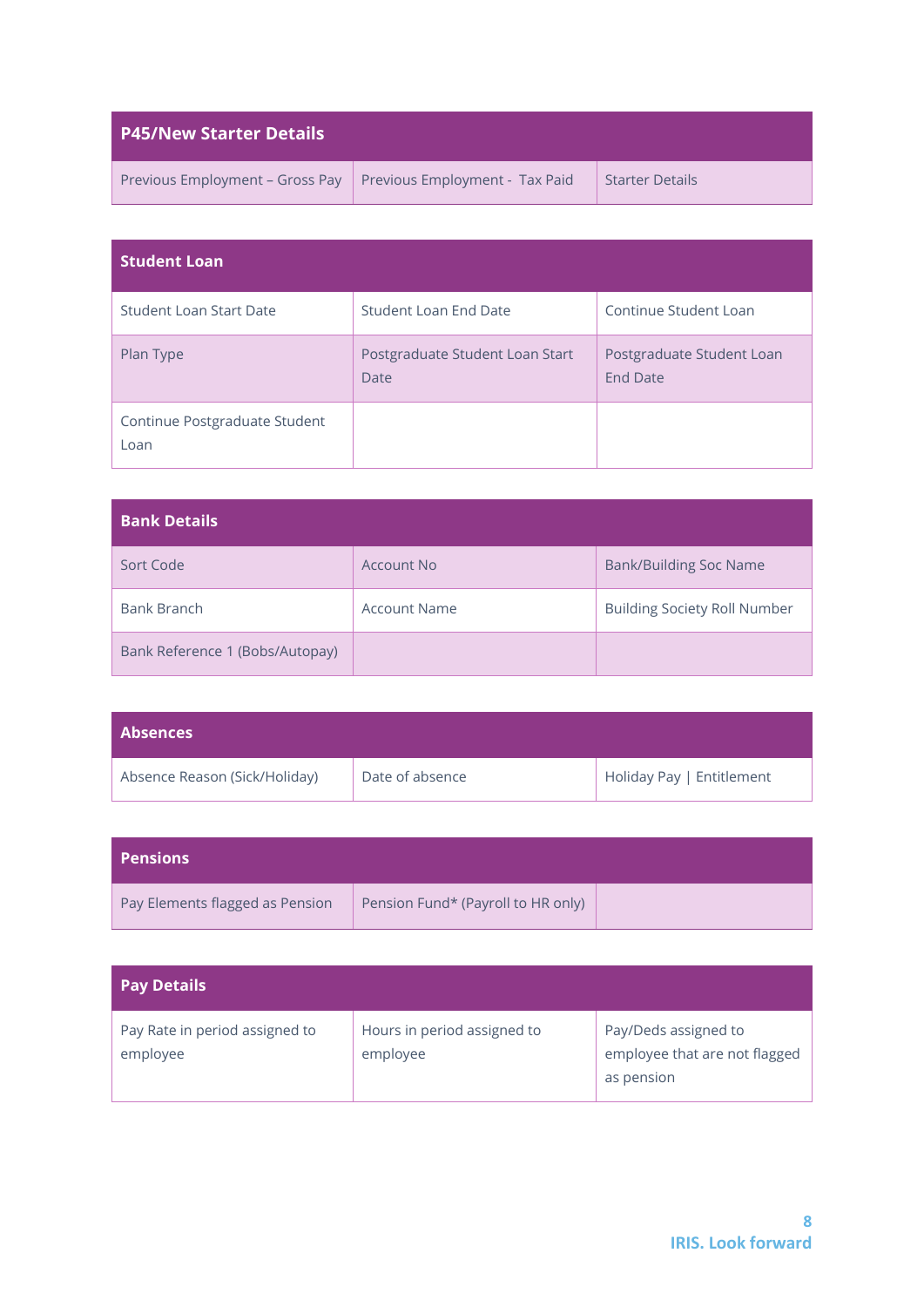| P45/New Starter Details | | |
|---|---|---|
| Previous Employment – Gross Pay | Previous Employment - Tax Paid | Starter Details |

| Student Loan | | |
|---|---|---|
| Student Loan Start Date | Student Loan End Date | Continue Student Loan |
| Plan Type | Postgraduate Student Loan Start Date | Postgraduate Student Loan End Date |
| Continue Postgraduate Student Loan | | |

| Bank Details | | |
|---|---|---|
| Sort Code | Account No | Bank/Building Soc Name |
| Bank Branch | Account Name | Building Society Roll Number |
| Bank Reference 1 (Bobs/Autopay) | | |

| Absences | | |
|---|---|---|
| Absence Reason (Sick/Holiday) | Date of absence | Holiday Pay \| Entitlement |

| Pensions | | |
|---|---|---|
| Pay Elements flagged as Pension | Pension Fund* (Payroll to HR only) | |

| Pay Details | | |
|---|---|---|
| Pay Rate in period assigned to employee | Hours in period assigned to employee | Pay/Deds assigned to employee that are not flagged as pension |

IRIS. Look forward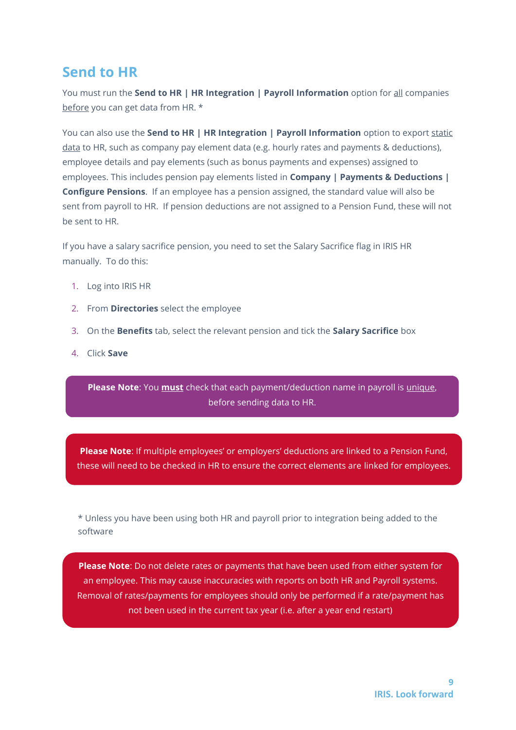# Send to HR

You must run the **Send to HR | HR Integration | Payroll Information** option for <u>all</u> companies <u>before</u> you can get data from HR. *

You can also use the **Send to HR | HR Integration | Payroll Information** option to export <u>static data</u> to HR, such as company pay element data (e.g. hourly rates and payments & deductions), employee details and pay elements (such as bonus payments and expenses) assigned to employees. This includes pension pay elements listed in **Company | Payments & Deductions | Configure Pensions**. If an employee has a pension assigned, the standard value will also be sent from payroll to HR. If pension deductions are not assigned to a Pension Fund, these will not be sent to HR.

If you have a salary sacrifice pension, you need to set the Salary Sacrifice flag in IRIS HR manually. To do this:

1. Log into IRIS HR
2. From **Directories** select the employee
3. On the **Benefits** tab, select the relevant pension and tick the **Salary Sacrifice** box
4. Click **Save**

> **Please Note**: You <u>**must**</u> check that each payment/deduction name in payroll is <u>unique</u>, before sending data to HR.

> **Please Note**: If multiple employees' or employers' deductions are linked to a Pension Fund, these will need to be checked in HR to ensure the correct elements are linked for employees.

* Unless you have been using both HR and payroll prior to integration being added to the software

> **Please Note**: Do not delete rates or payments that have been used from either system for an employee. This may cause inaccuracies with reports on both HR and Payroll systems. Removal of rates/payments for employees should only be performed if a rate/payment has not been used in the current tax year (i.e. after a year end restart)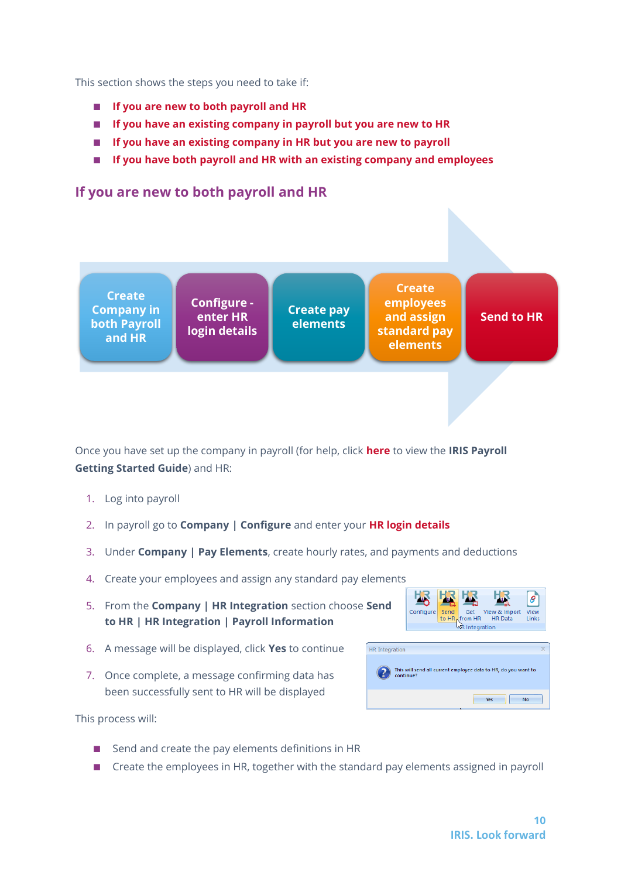This section shows the steps you need to take if:

- **If you are new to both payroll and HR**
- **If you have an existing company in payroll but you are new to HR**
- **If you have an existing company in HR but you are new to payroll**
- **If you have both payroll and HR with an existing company and employees**

## If you are new to both payroll and HR

**Create Company in both Payroll and HR** → **Configure - enter HR login details** → **Create pay elements** → **Create employees and assign standard pay elements** → **Send to HR**

Once you have set up the company in payroll (for help, click **here** to view the **IRIS Payroll Getting Started Guide**) and HR:

1. Log into payroll
2. In payroll go to **Company | Configure** and enter your **HR login details**
3. Under **Company | Pay Elements**, create hourly rates, and payments and deductions
4. Create your employees and assign any standard pay elements
5. From the **Company | HR Integration** section choose **Send to HR | HR Integration | Payroll Information**
6. A message will be displayed, click **Yes** to continue
7. Once complete, a message confirming data has been successfully sent to HR will be displayed

This process will:

- Send and create the pay elements definitions in HR
- Create the employees in HR, together with the standard pay elements assigned in payroll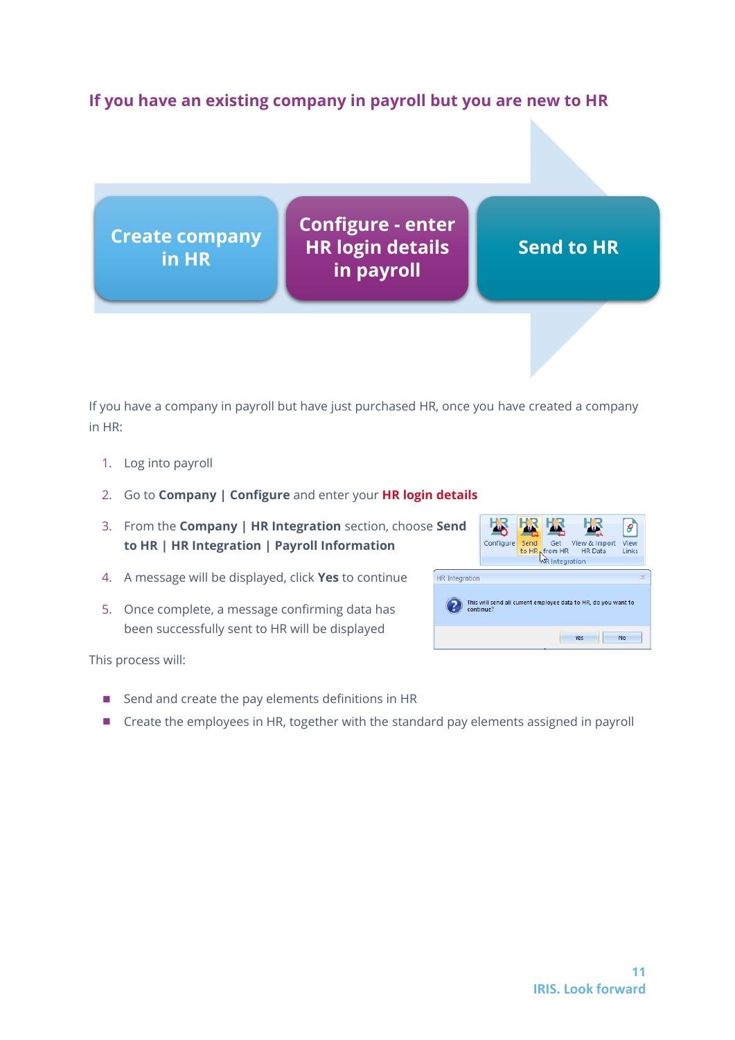## If you have an existing company in payroll but you are new to HR

Create company in HR → Configure - enter HR login details in payroll → Send to HR

If you have a company in payroll but have just purchased HR, once you have created a company in HR:

1. Log into payroll
2. Go to **Company | Configure** and enter your **HR login details**
3. From the **Company | HR Integration** section, choose **Send to HR | HR Integration | Payroll Information**
4. A message will be displayed, click **Yes** to continue
5. Once complete, a message confirming data has been successfully sent to HR will be displayed

This process will:

- Send and create the pay elements definitions in HR
- Create the employees in HR, together with the standard pay elements assigned in payroll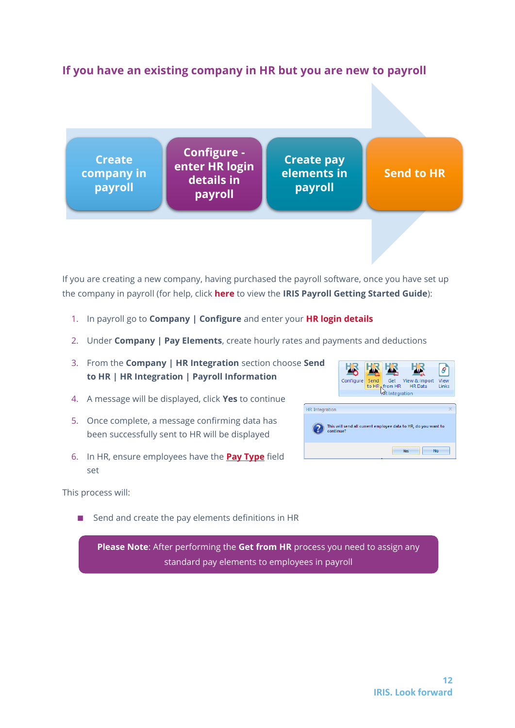## If you have an existing company in HR but you are new to payroll

Create company in payroll → Configure - enter HR login details in payroll → Create pay elements in payroll → Send to HR

If you are creating a new company, having purchased the payroll software, once you have set up the company in payroll (for help, click **here** to view the **IRIS Payroll Getting Started Guide**):

1. In payroll go to **Company | Configure** and enter your **HR login details**
2. Under **Company | Pay Elements**, create hourly rates and payments and deductions
3. From the **Company | HR Integration** section choose **Send to HR | HR Integration | Payroll Information**
4. A message will be displayed, click **Yes** to continue
5. Once complete, a message confirming data has been successfully sent to HR will be displayed
6. In HR, ensure employees have the **Pay Type** field set

This process will:

- Send and create the pay elements definitions in HR

**Please Note**: After performing the **Get from HR** process you need to assign any standard pay elements to employees in payroll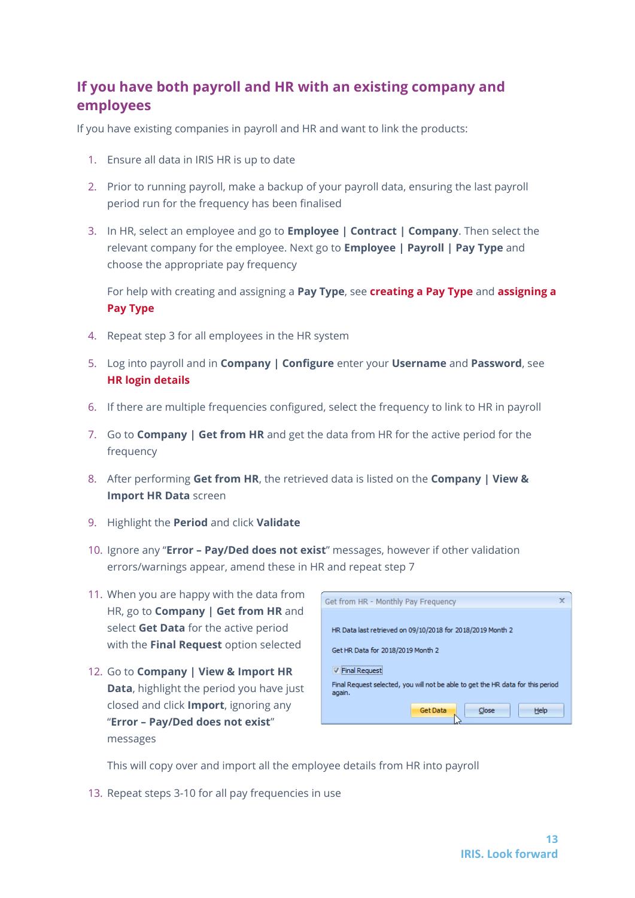## If you have both payroll and HR with an existing company and employees

If you have existing companies in payroll and HR and want to link the products:

1. Ensure all data in IRIS HR is up to date
2. Prior to running payroll, make a backup of your payroll data, ensuring the last payroll period run for the frequency has been finalised
3. In HR, select an employee and go to **Employee | Contract | Company**. Then select the relevant company for the employee. Next go to **Employee | Payroll | Pay Type** and choose the appropriate pay frequency

   For help with creating and assigning a **Pay Type**, see **creating a Pay Type** and **assigning a Pay Type**
4. Repeat step 3 for all employees in the HR system
5. Log into payroll and in **Company | Configure** enter your **Username** and **Password**, see **HR login details**
6. If there are multiple frequencies configured, select the frequency to link to HR in payroll
7. Go to **Company | Get from HR** and get the data from HR for the active period for the frequency
8. After performing **Get from HR**, the retrieved data is listed on the **Company | View & Import HR Data** screen
9. Highlight the **Period** and click **Validate**
10. Ignore any "**Error – Pay/Ded does not exist**" messages, however if other validation errors/warnings appear, amend these in HR and repeat step 7
11. When you are happy with the data from HR, go to **Company | Get from HR** and select **Get Data** for the active period with the **Final Request** option selected
12. Go to **Company | View & Import HR Data**, highlight the period you have just closed and click **Import**, ignoring any "**Error – Pay/Ded does not exist**" messages

    This will copy over and import all the employee details from HR into payroll
13. Repeat steps 3-10 for all pay frequencies in use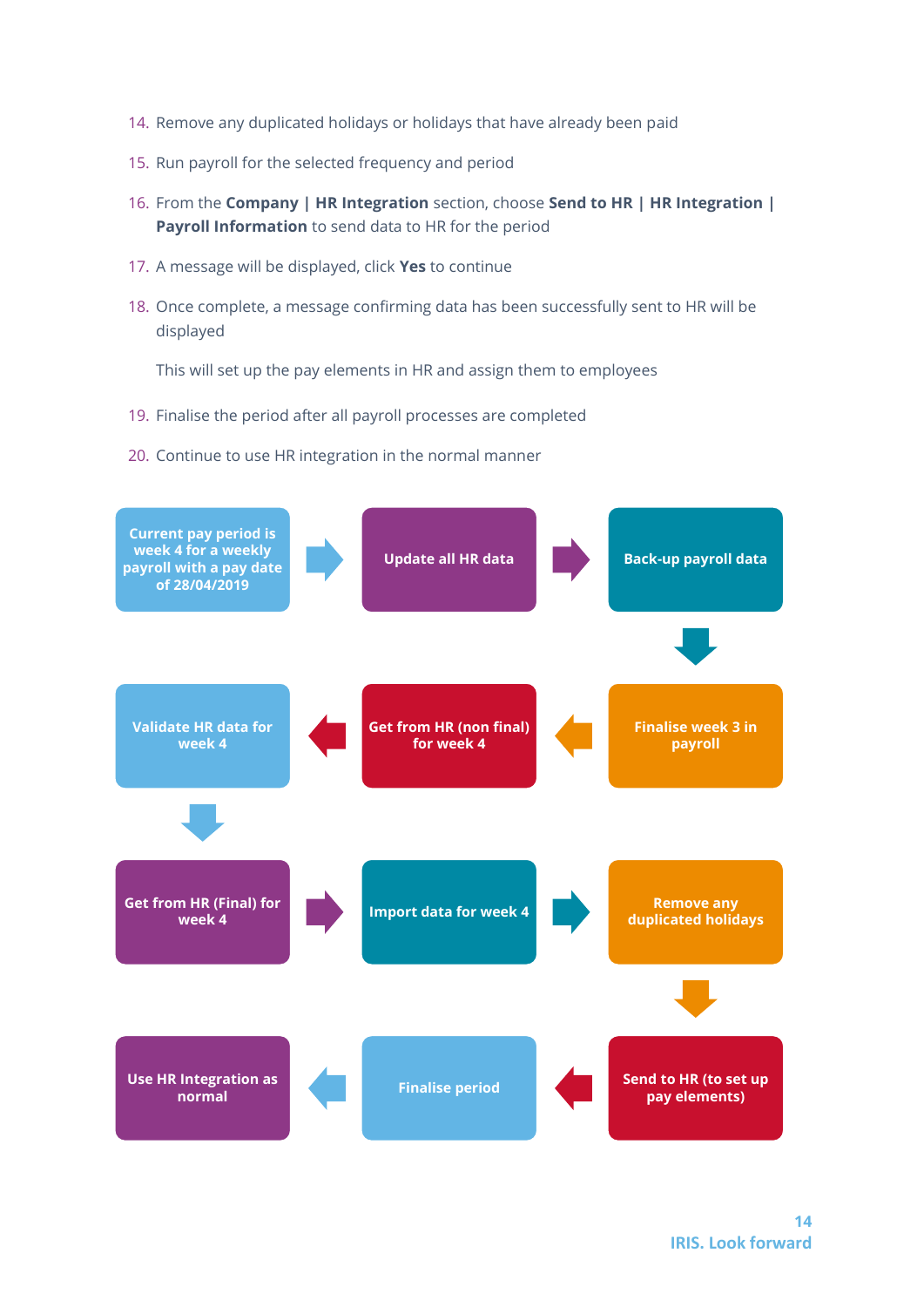14. Remove any duplicated holidays or holidays that have already been paid
15. Run payroll for the selected frequency and period
16. From the **Company | HR Integration** section, choose **Send to HR | HR Integration | Payroll Information** to send data to HR for the period
17. A message will be displayed, click **Yes** to continue
18. Once complete, a message confirming data has been successfully sent to HR will be displayed

    This will set up the pay elements in HR and assign them to employees
19. Finalise the period after all payroll processes are completed
20. Continue to use HR integration in the normal manner

**Current pay period is week 4 for a weekly payroll with a pay date of 28/04/2019** → **Update all HR data** → **Back-up payroll data** → **Finalise week 3 in payroll** → **Get from HR (non final) for week 4** → **Validate HR data for week 4** → **Get from HR (Final) for week 4** → **Import data for week 4** → **Remove any duplicated holidays** → **Send to HR (to set up pay elements)** → **Finalise period** → **Use HR Integration as normal**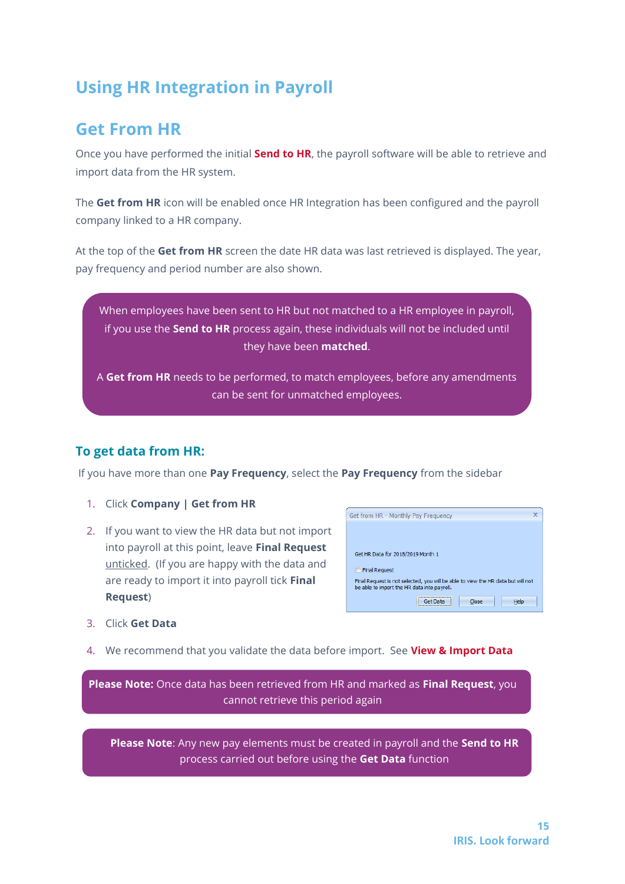# Using HR Integration in Payroll

## Get From HR

Once you have performed the initial **Send to HR**, the payroll software will be able to retrieve and import data from the HR system.

The **Get from HR** icon will be enabled once HR Integration has been configured and the payroll company linked to a HR company.

At the top of the **Get from HR** screen the date HR data was last retrieved is displayed. The year, pay frequency and period number are also shown.

> When employees have been sent to HR but not matched to a HR employee in payroll, if you use the **Send to HR** process again, these individuals will not be included until they have been **matched**.
>
> A **Get from HR** needs to be performed, to match employees, before any amendments can be sent for unmatched employees.

### To get data from HR:

If you have more than one **Pay Frequency**, select the **Pay Frequency** from the sidebar

1. Click **Company | Get from HR**
2. If you want to view the HR data but not import into payroll at this point, leave **Final Request** untícked. (If you are happy with the data and are ready to import it into payroll tick **Final Request**)
3. Click **Get Data**
4. We recommend that you validate the data before import. See **View & Import Data**

> **Please Note:** Once data has been retrieved from HR and marked as **Final Request**, you cannot retrieve this period again

> **Please Note**: Any new pay elements must be created in payroll and the **Send to HR** process carried out before using the **Get Data** function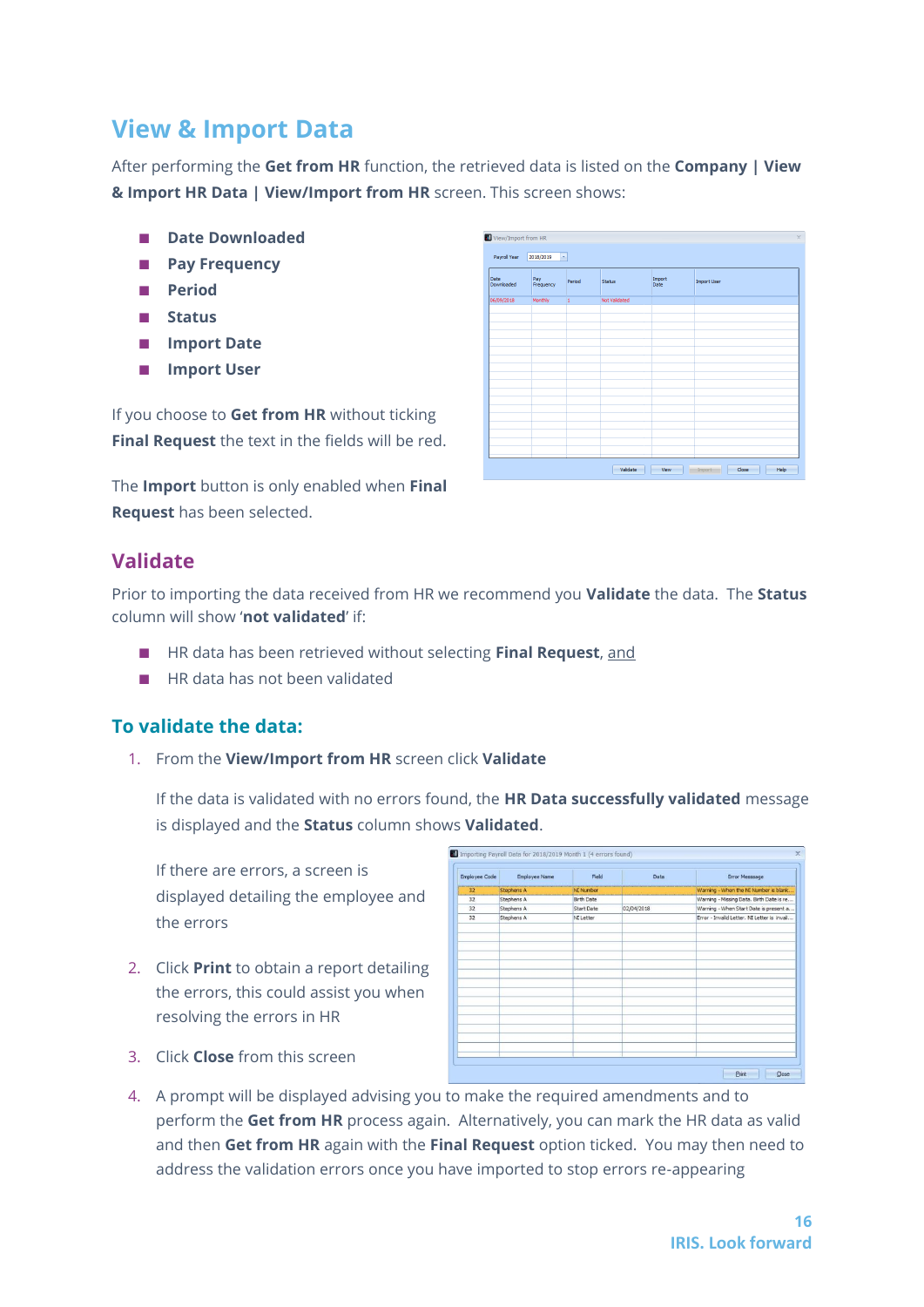# View & Import Data

After performing the **Get from HR** function, the retrieved data is listed on the **Company | View & Import HR Data | View/Import from HR** screen. This screen shows:

- **Date Downloaded**
- **Pay Frequency**
- **Period**
- **Status**
- **Import Date**
- **Import User**

If you choose to **Get from HR** without ticking **Final Request** the text in the fields will be red.

The **Import** button is only enabled when **Final Request** has been selected.

## Validate

Prior to importing the data received from HR we recommend you **Validate** the data. The **Status** column will show '**not validated**' if:

- HR data has been retrieved without selecting **Final Request**, and
- HR data has not been validated

### To validate the data:

1. From the **View/Import from HR** screen click **Validate**

   If the data is validated with no errors found, the **HR Data successfully validated** message is displayed and the **Status** column shows **Validated**.

   If there are errors, a screen is displayed detailing the employee and the errors

2. Click **Print** to obtain a report detailing the errors, this could assist you when resolving the errors in HR
3. Click **Close** from this screen
4. A prompt will be displayed advising you to make the required amendments and to perform the **Get from HR** process again. Alternatively, you can mark the HR data as valid and then **Get from HR** again with the **Final Request** option ticked. You may then need to address the validation errors once you have imported to stop errors re-appearing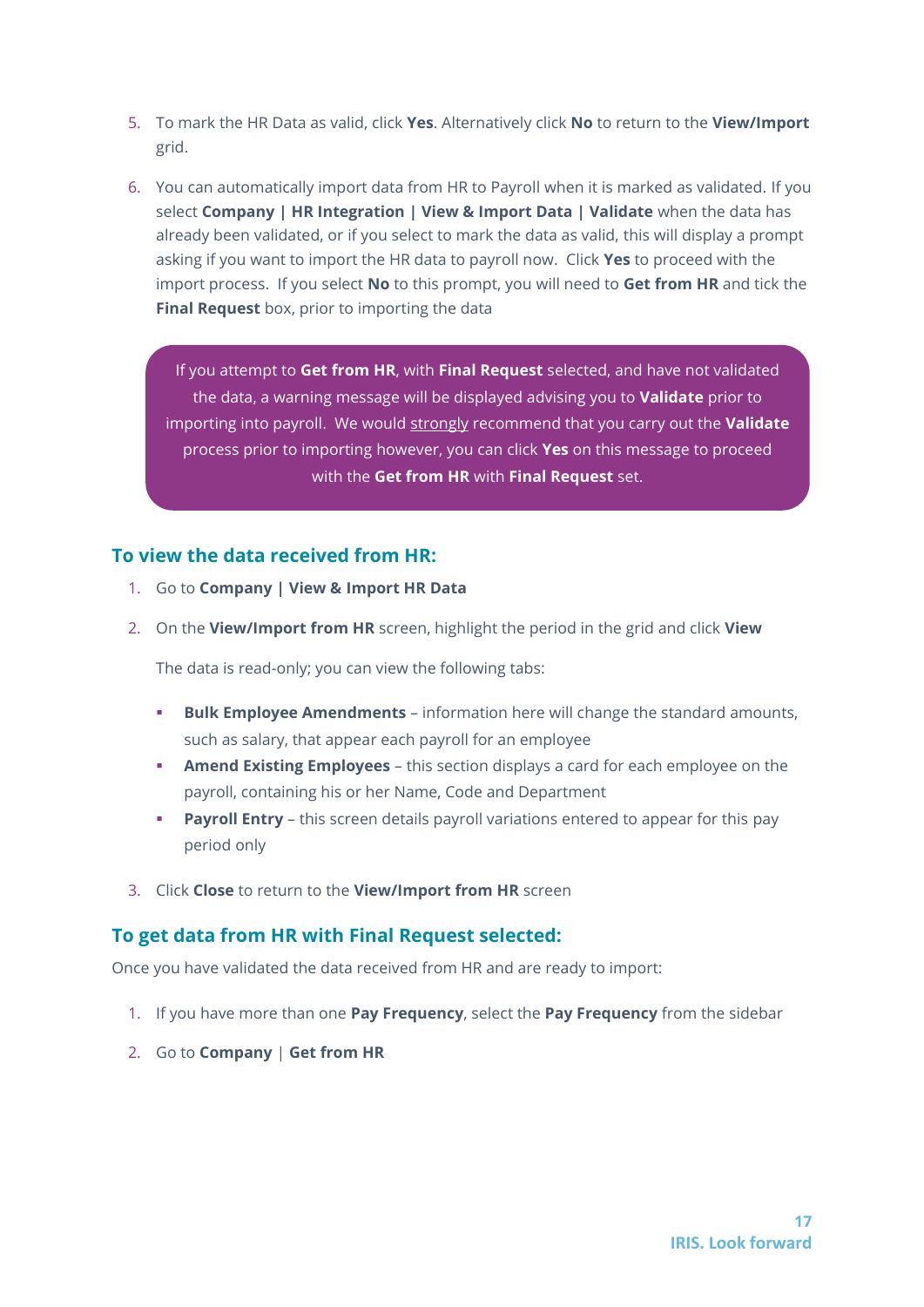5. To mark the HR Data as valid, click **Yes**. Alternatively click **No** to return to the **View/Import** grid.

6. You can automatically import data from HR to Payroll when it is marked as validated. If you select **Company | HR Integration | View & Import Data | Validate** when the data has already been validated, or if you select to mark the data as valid, this will display a prompt asking if you want to import the HR data to payroll now. Click **Yes** to proceed with the import process. If you select **No** to this prompt, you will need to **Get from HR** and tick the **Final Request** box, prior to importing the data

> If you attempt to **Get from HR**, with **Final Request** selected, and have not validated the data, a warning message will be displayed advising you to **Validate** prior to importing into payroll. We would strongly recommend that you carry out the **Validate** process prior to importing however, you can click **Yes** on this message to proceed with the **Get from HR** with **Final Request** set.

## To view the data received from HR:

1. Go to **Company | View & Import HR Data**
2. On the **View/Import from HR** screen, highlight the period in the grid and click **View**

   The data is read-only; you can view the following tabs:

   - **Bulk Employee Amendments** – information here will change the standard amounts, such as salary, that appear each payroll for an employee
   - **Amend Existing Employees** – this section displays a card for each employee on the payroll, containing his or her Name, Code and Department
   - **Payroll Entry** – this screen details payroll variations entered to appear for this pay period only

3. Click **Close** to return to the **View/Import from HR** screen

## To get data from HR with Final Request selected:

Once you have validated the data received from HR and are ready to import:

1. If you have more than one **Pay Frequency**, select the **Pay Frequency** from the sidebar
2. Go to **Company** | **Get from HR**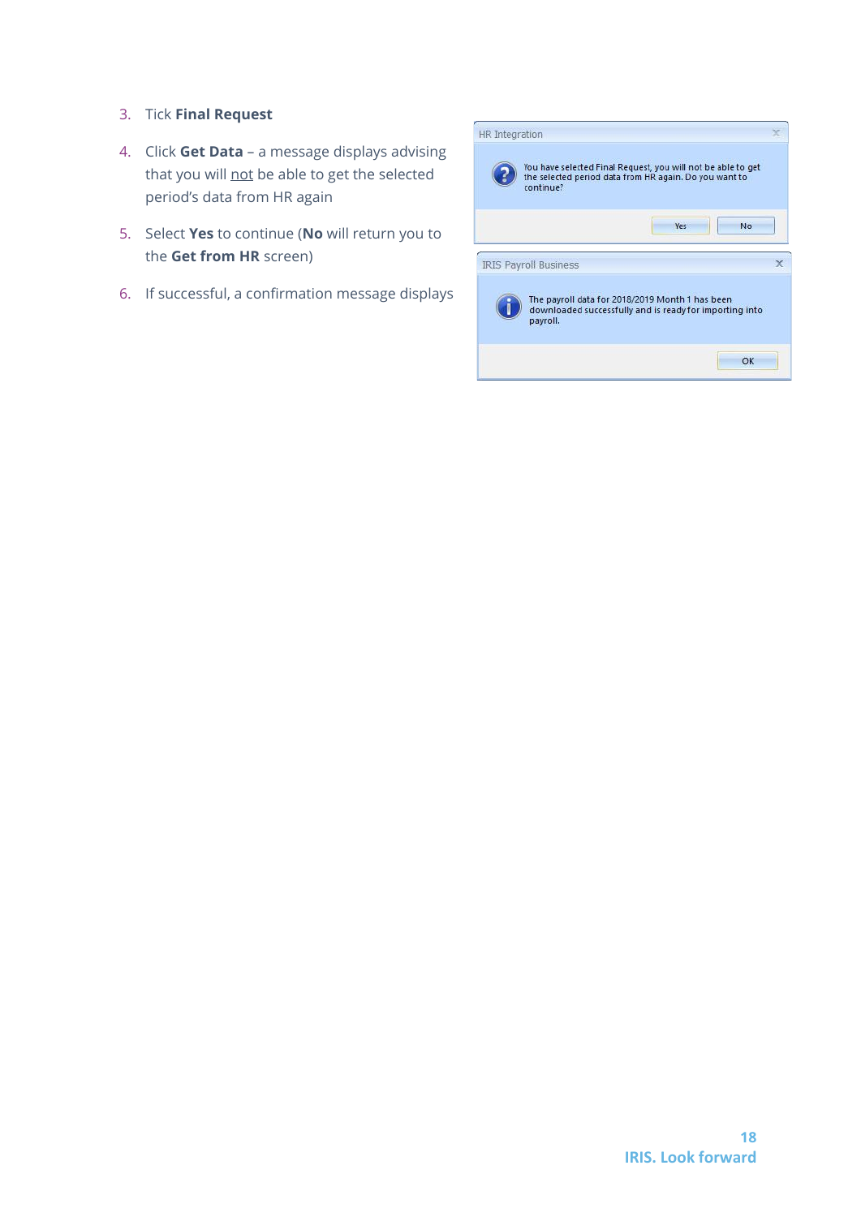3. Tick **Final Request**
4. Click **Get Data** – a message displays advising that you will not be able to get the selected period's data from HR again
5. Select **Yes** to continue (**No** will return you to the **Get from HR** screen)
6. If successful, a confirmation message displays

HR Integration

You have selected Final Request, you will not be able to get the selected period data from HR again. Do you want to continue?

Yes | No

IRIS Payroll Business

The payroll data for 2018/2019 Month 1 has been downloaded successfully and is ready for importing into payroll.

OK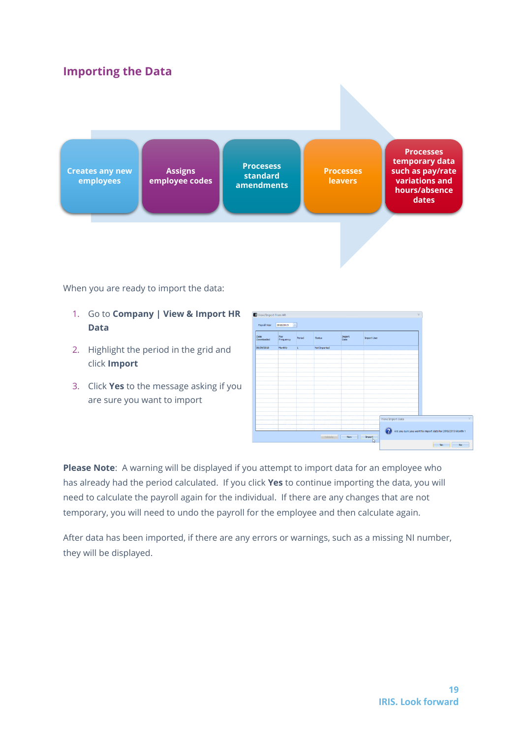## Importing the Data

Creates any new employees

Assigns employee codes

Processess standard amendments

Processes leavers

Processes temporary data such as pay/rate variations and hours/absence dates

When you are ready to import the data:

1. Go to **Company | View & Import HR Data**
2. Highlight the period in the grid and click **Import**
3. Click **Yes** to the message asking if you are sure you want to import

**Please Note**: A warning will be displayed if you attempt to import data for an employee who has already had the period calculated. If you click **Yes** to continue importing the data, you will need to calculate the payroll again for the individual. If there are any changes that are not temporary, you will need to undo the payroll for the employee and then calculate again.

After data has been imported, if there are any errors or warnings, such as a missing NI number, they will be displayed.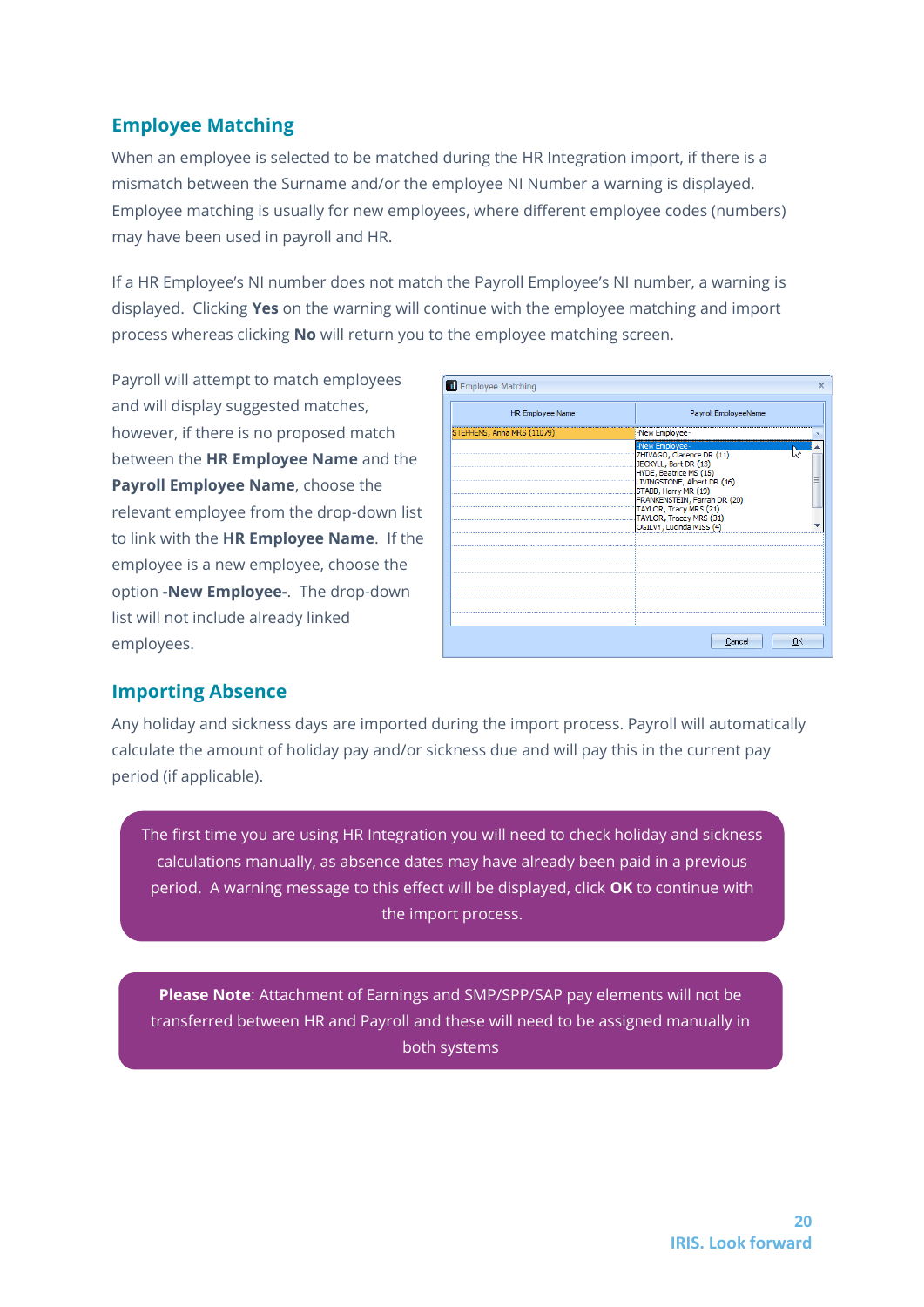## Employee Matching

When an employee is selected to be matched during the HR Integration import, if there is a mismatch between the Surname and/or the employee NI Number a warning is displayed. Employee matching is usually for new employees, where different employee codes (numbers) may have been used in payroll and HR.

If a HR Employee's NI number does not match the Payroll Employee's NI number, a warning is displayed. Clicking **Yes** on the warning will continue with the employee matching and import process whereas clicking **No** will return you to the employee matching screen.

Payroll will attempt to match employees and will display suggested matches, however, if there is no proposed match between the **HR Employee Name** and the **Payroll Employee Name**, choose the relevant employee from the drop-down list to link with the **HR Employee Name**. If the employee is a new employee, choose the option **-New Employee-**. The drop-down list will not include already linked employees.

## Importing Absence

Any holiday and sickness days are imported during the import process. Payroll will automatically calculate the amount of holiday pay and/or sickness due and will pay this in the current pay period (if applicable).

The first time you are using HR Integration you will need to check holiday and sickness calculations manually, as absence dates may have already been paid in a previous period. A warning message to this effect will be displayed, click **OK** to continue with the import process.

**Please Note**: Attachment of Earnings and SMP/SPP/SAP pay elements will not be transferred between HR and Payroll and these will need to be assigned manually in both systems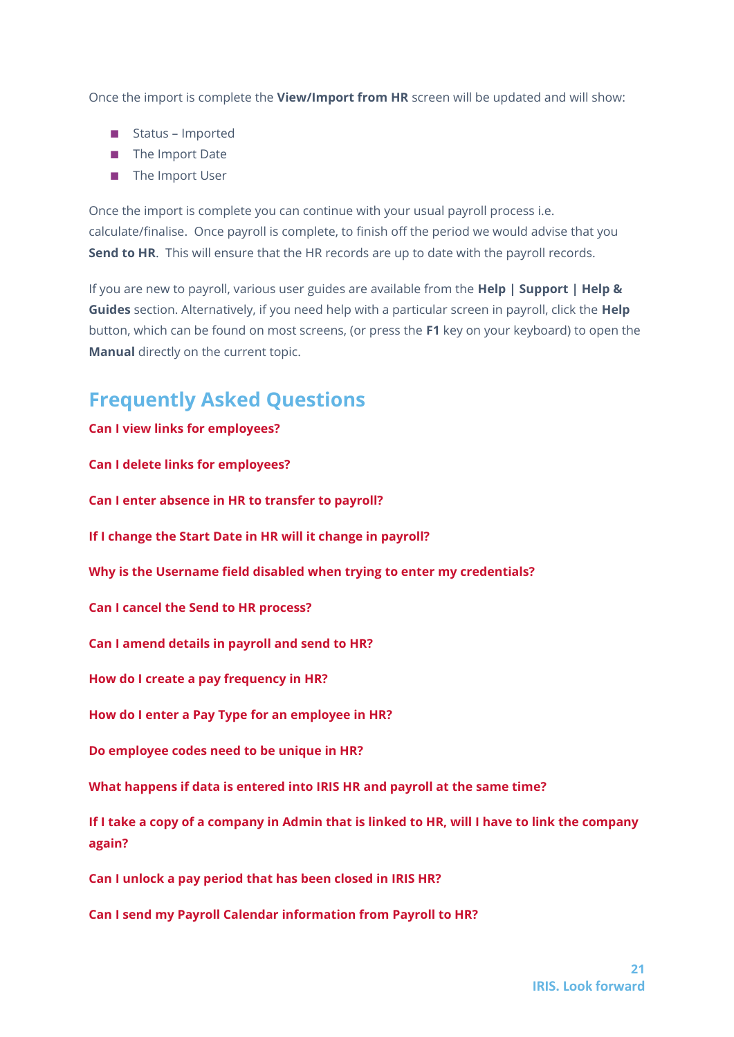Once the import is complete the **View/Import from HR** screen will be updated and will show:

- Status – Imported
- The Import Date
- The Import User

Once the import is complete you can continue with your usual payroll process i.e. calculate/finalise. Once payroll is complete, to finish off the period we would advise that you **Send to HR**. This will ensure that the HR records are up to date with the payroll records.

If you are new to payroll, various user guides are available from the **Help | Support | Help & Guides** section. Alternatively, if you need help with a particular screen in payroll, click the **Help** button, which can be found on most screens, (or press the **F1** key on your keyboard) to open the **Manual** directly on the current topic.

## Frequently Asked Questions

**Can I view links for employees?**

**Can I delete links for employees?**

**Can I enter absence in HR to transfer to payroll?**

**If I change the Start Date in HR will it change in payroll?**

**Why is the Username field disabled when trying to enter my credentials?**

**Can I cancel the Send to HR process?**

**Can I amend details in payroll and send to HR?**

**How do I create a pay frequency in HR?**

**How do I enter a Pay Type for an employee in HR?**

**Do employee codes need to be unique in HR?**

**What happens if data is entered into IRIS HR and payroll at the same time?**

**If I take a copy of a company in Admin that is linked to HR, will I have to link the company again?**

**Can I unlock a pay period that has been closed in IRIS HR?**

**Can I send my Payroll Calendar information from Payroll to HR?**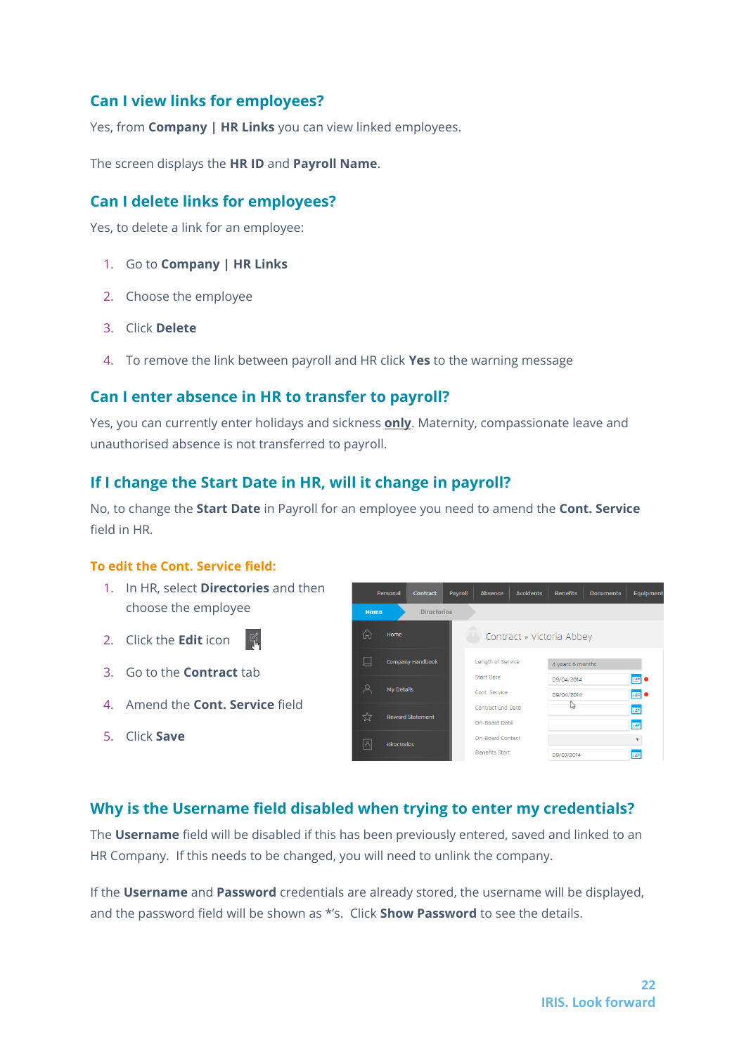## Can I view links for employees?

Yes, from **Company | HR Links** you can view linked employees.

The screen displays the **HR ID** and **Payroll Name**.

## Can I delete links for employees?

Yes, to delete a link for an employee:

1. Go to **Company | HR Links**
2. Choose the employee
3. Click **Delete**
4. To remove the link between payroll and HR click **Yes** to the warning message

## Can I enter absence in HR to transfer to payroll?

Yes, you can currently enter holidays and sickness **only**. Maternity, compassionate leave and unauthorised absence is not transferred to payroll.

## If I change the Start Date in HR, will it change in payroll?

No, to change the **Start Date** in Payroll for an employee you need to amend the **Cont. Service** field in HR.

#### To edit the Cont. Service field:

1. In HR, select **Directories** and then choose the employee
2. Click the **Edit** icon
3. Go to the **Contract** tab
4. Amend the **Cont. Service** field
5. Click **Save**

## Why is the Username field disabled when trying to enter my credentials?

The **Username** field will be disabled if this has been previously entered, saved and linked to an HR Company. If this needs to be changed, you will need to unlink the company.

If the **Username** and **Password** credentials are already stored, the username will be displayed, and the password field will be shown as *'s. Click **Show Password** to see the details.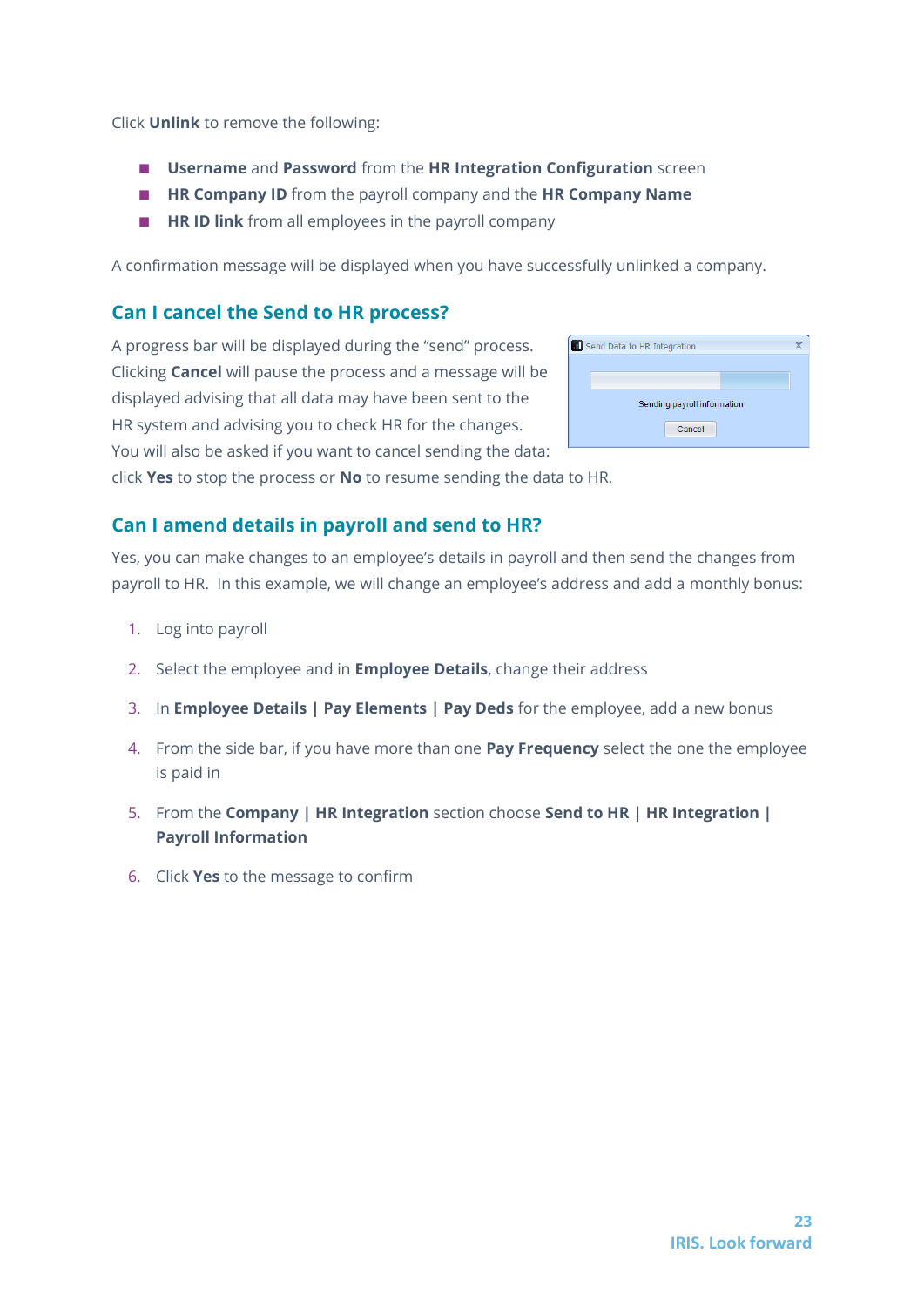Click **Unlink** to remove the following:

- **Username** and **Password** from the **HR Integration Configuration** screen
- **HR Company ID** from the payroll company and the **HR Company Name**
- **HR ID link** from all employees in the payroll company

A confirmation message will be displayed when you have successfully unlinked a company.

## Can I cancel the Send to HR process?

A progress bar will be displayed during the "send" process. Clicking **Cancel** will pause the process and a message will be displayed advising that all data may have been sent to the HR system and advising you to check HR for the changes. You will also be asked if you want to cancel sending the data: click **Yes** to stop the process or **No** to resume sending the data to HR.

## Can I amend details in payroll and send to HR?

Yes, you can make changes to an employee's details in payroll and then send the changes from payroll to HR. In this example, we will change an employee's address and add a monthly bonus:

1. Log into payroll
2. Select the employee and in **Employee Details**, change their address
3. In **Employee Details | Pay Elements | Pay Deds** for the employee, add a new bonus
4. From the side bar, if you have more than one **Pay Frequency** select the one the employee is paid in
5. From the **Company | HR Integration** section choose **Send to HR | HR Integration | Payroll Information**
6. Click **Yes** to the message to confirm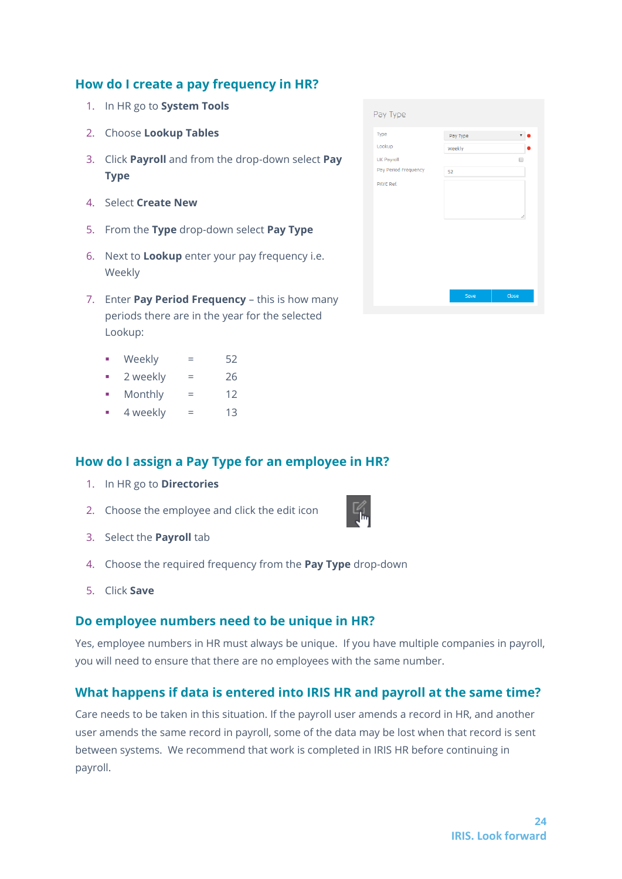## How do I create a pay frequency in HR?

1. In HR go to **System Tools**
2. Choose **Lookup Tables**
3. Click **Payroll** and from the drop-down select **Pay Type**
4. Select **Create New**
5. From the **Type** drop-down select **Pay Type**
6. Next to **Lookup** enter your pay frequency i.e. Weekly
7. Enter **Pay Period Frequency** – this is how many periods there are in the year for the selected Lookup:
   - Weekly = 52
   - 2 weekly = 26
   - Monthly = 12
   - 4 weekly = 13

## How do I assign a Pay Type for an employee in HR?

1. In HR go to **Directories**
2. Choose the employee and click the edit icon
3. Select the **Payroll** tab
4. Choose the required frequency from the **Pay Type** drop-down
5. Click **Save**

## Do employee numbers need to be unique in HR?

Yes, employee numbers in HR must always be unique. If you have multiple companies in payroll, you will need to ensure that there are no employees with the same number.

## What happens if data is entered into IRIS HR and payroll at the same time?

Care needs to be taken in this situation. If the payroll user amends a record in HR, and another user amends the same record in payroll, some of the data may be lost when that record is sent between systems. We recommend that work is completed in IRIS HR before continuing in payroll.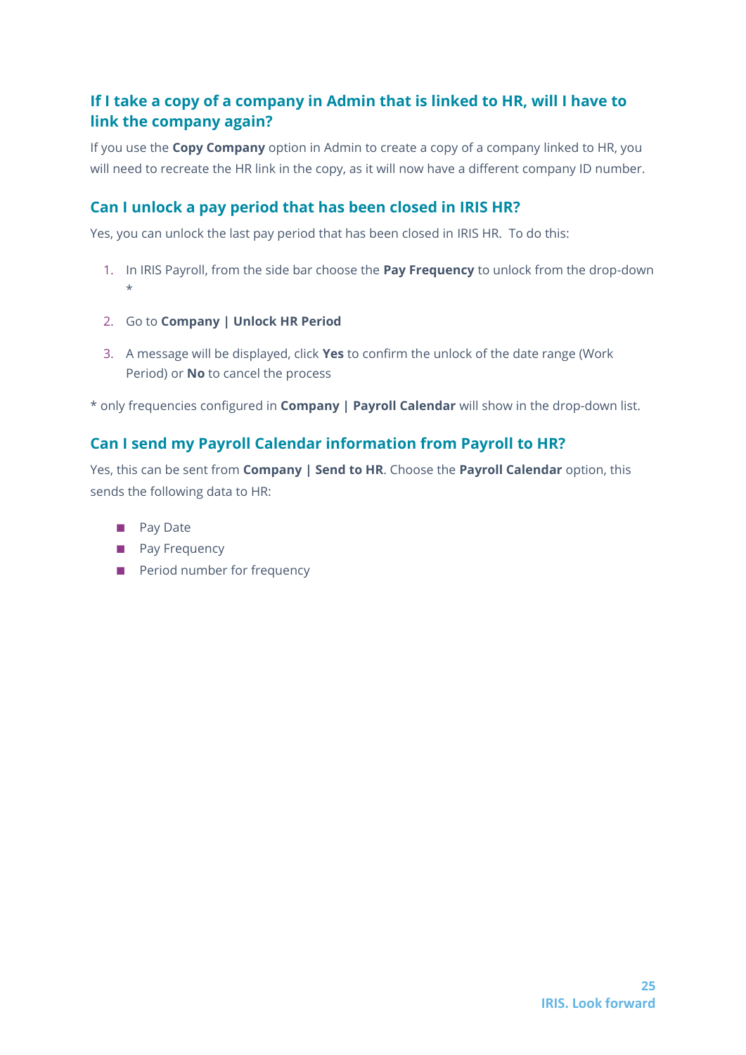## If I take a copy of a company in Admin that is linked to HR, will I have to link the company again?

If you use the **Copy Company** option in Admin to create a copy of a company linked to HR, you will need to recreate the HR link in the copy, as it will now have a different company ID number.

## Can I unlock a pay period that has been closed in IRIS HR?

Yes, you can unlock the last pay period that has been closed in IRIS HR. To do this:

1. In IRIS Payroll, from the side bar choose the **Pay Frequency** to unlock from the drop-down *
2. Go to **Company | Unlock HR Period**
3. A message will be displayed, click **Yes** to confirm the unlock of the date range (Work Period) or **No** to cancel the process

* only frequencies configured in **Company | Payroll Calendar** will show in the drop-down list.

## Can I send my Payroll Calendar information from Payroll to HR?

Yes, this can be sent from **Company | Send to HR**. Choose the **Payroll Calendar** option, this sends the following data to HR:

- Pay Date
- Pay Frequency
- Period number for frequency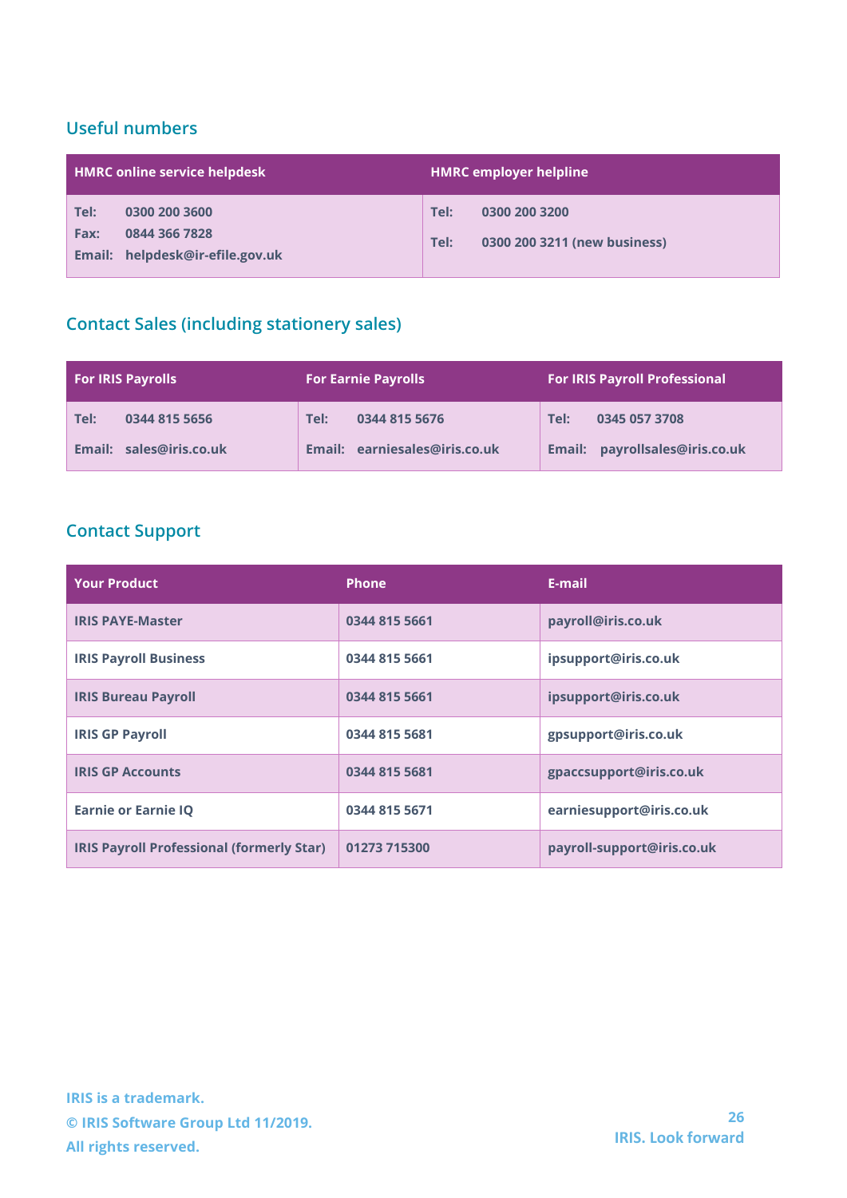## Useful numbers

| HMRC online service helpdesk | HMRC employer helpline |
|---|---|
| Tel: 0300 200 3600<br>Fax: 0844 366 7828<br>Email: helpdesk@ir-efile.gov.uk | Tel: 0300 200 3200<br>Tel: 0300 200 3211 (new business) |

## Contact Sales (including stationery sales)

| For IRIS Payrolls | For Earnie Payrolls | For IRIS Payroll Professional |
|---|---|---|
| Tel: 0344 815 5656<br>Email: sales@iris.co.uk | Tel: 0344 815 5676<br>Email: earniesales@iris.co.uk | Tel: 0345 057 3708<br>Email: payrollsales@iris.co.uk |

## Contact Support

| Your Product | Phone | E-mail |
|---|---|---|
| IRIS PAYE-Master | 0344 815 5661 | payroll@iris.co.uk |
| IRIS Payroll Business | 0344 815 5661 | ipsupport@iris.co.uk |
| IRIS Bureau Payroll | 0344 815 5661 | ipsupport@iris.co.uk |
| IRIS GP Payroll | 0344 815 5681 | gpsupport@iris.co.uk |
| IRIS GP Accounts | 0344 815 5681 | gpaccsupport@iris.co.uk |
| Earnie or Earnie IQ | 0344 815 5671 | earniesupport@iris.co.uk |
| IRIS Payroll Professional (formerly Star) | 01273 715300 | payroll-support@iris.co.uk |

IRIS is a trademark.
© IRIS Software Group Ltd 11/2019.
All rights reserved.

IRIS. Look forward